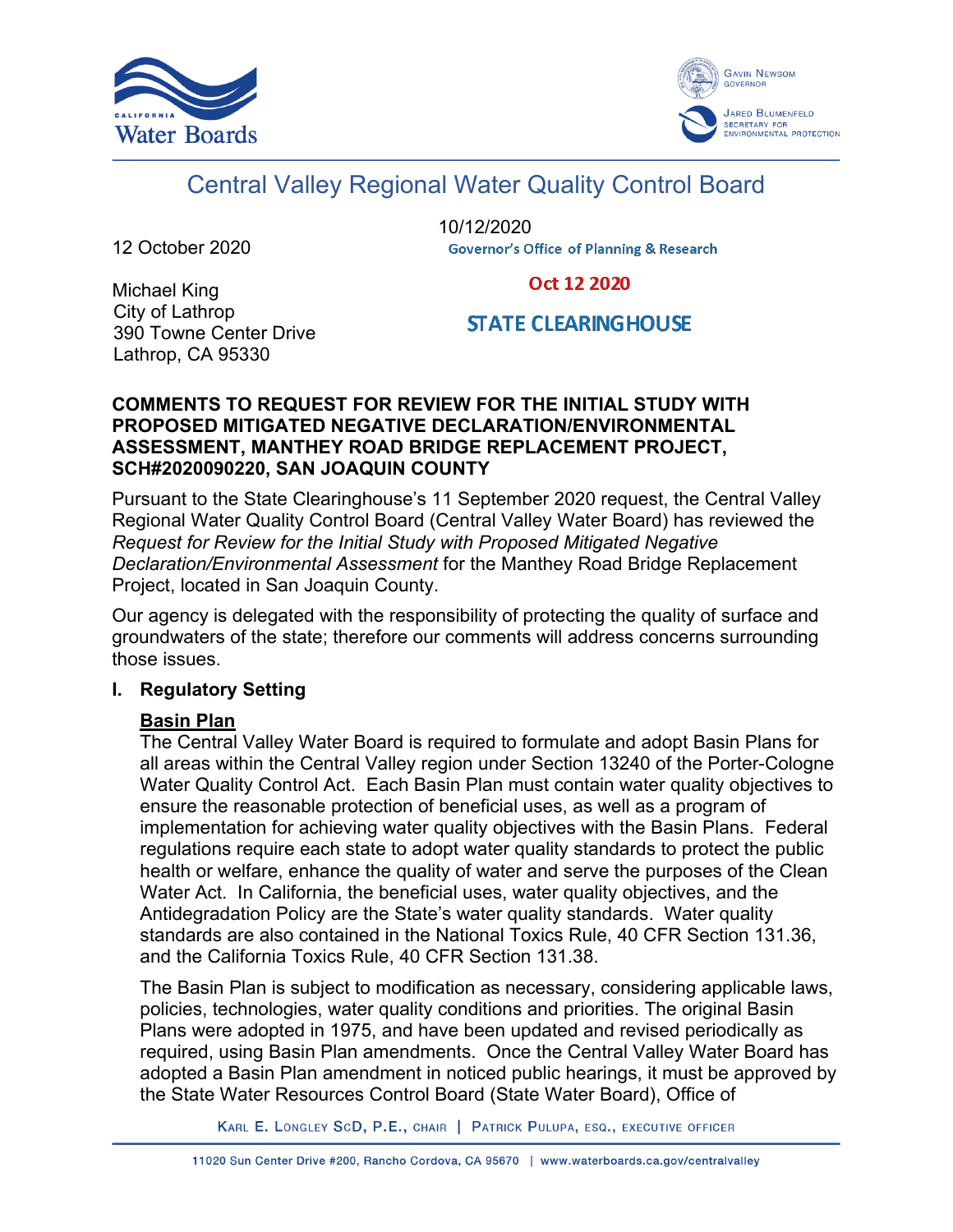Central Valley Regional Water Quality Control Board

12 October 2020

10/12/2020
Governor's Office of Planning & Research

Oct 12 2020

STATE CLEARINGHOUSE

Michael King
City of Lathrop
390 Towne Center Drive
Lathrop, CA 95330

**COMMENTS TO REQUEST FOR REVIEW FOR THE INITIAL STUDY WITH PROPOSED MITIGATED NEGATIVE DECLARATION/ENVIRONMENTAL ASSESSMENT, MANTHEY ROAD BRIDGE REPLACEMENT PROJECT, SCH#2020090220, SAN JOAQUIN COUNTY**

Pursuant to the State Clearinghouse's 11 September 2020 request, the Central Valley Regional Water Quality Control Board (Central Valley Water Board) has reviewed the *Request for Review for the Initial Study with Proposed Mitigated Negative Declaration/Environmental Assessment* for the Manthey Road Bridge Replacement Project, located in San Joaquin County.

Our agency is delegated with the responsibility of protecting the quality of surface and groundwaters of the state; therefore our comments will address concerns surrounding those issues.

## I. Regulatory Setting

**Basin Plan**

The Central Valley Water Board is required to formulate and adopt Basin Plans for all areas within the Central Valley region under Section 13240 of the Porter-Cologne Water Quality Control Act. Each Basin Plan must contain water quality objectives to ensure the reasonable protection of beneficial uses, as well as a program of implementation for achieving water quality objectives with the Basin Plans. Federal regulations require each state to adopt water quality standards to protect the public health or welfare, enhance the quality of water and serve the purposes of the Clean Water Act. In California, the beneficial uses, water quality objectives, and the Antidegradation Policy are the State's water quality standards. Water quality standards are also contained in the National Toxics Rule, 40 CFR Section 131.36, and the California Toxics Rule, 40 CFR Section 131.38.

The Basin Plan is subject to modification as necessary, considering applicable laws, policies, technologies, water quality conditions and priorities. The original Basin Plans were adopted in 1975, and have been updated and revised periodically as required, using Basin Plan amendments. Once the Central Valley Water Board has adopted a Basin Plan amendment in noticed public hearings, it must be approved by the State Water Resources Control Board (State Water Board), Office of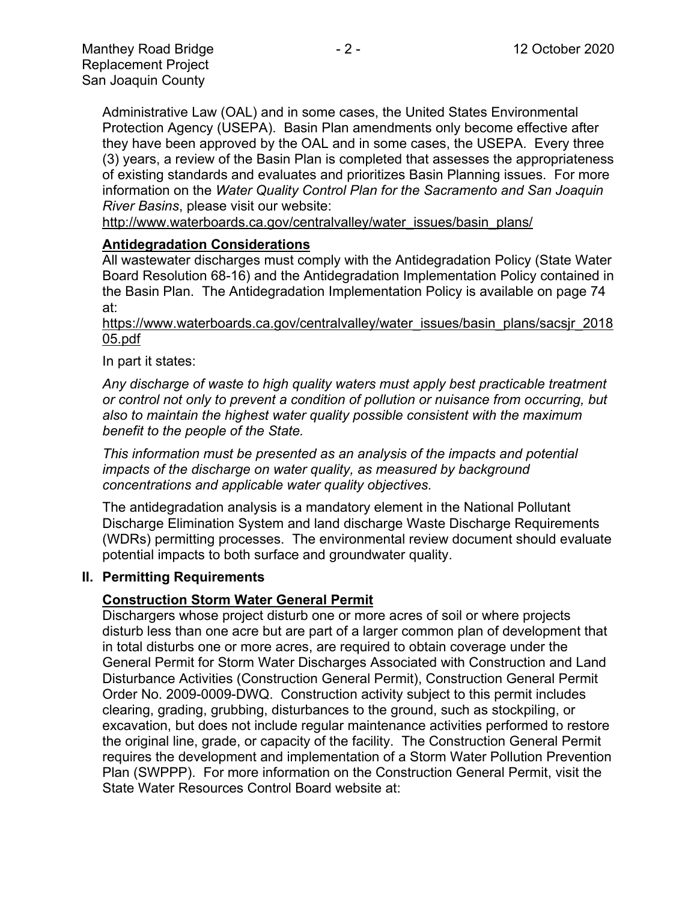Administrative Law (OAL) and in some cases, the United States Environmental Protection Agency (USEPA). Basin Plan amendments only become effective after they have been approved by the OAL and in some cases, the USEPA. Every three (3) years, a review of the Basin Plan is completed that assesses the appropriateness of existing standards and evaluates and prioritizes Basin Planning issues. For more information on the *Water Quality Control Plan for the Sacramento and San Joaquin River Basins*, please visit our website:
http://www.waterboards.ca.gov/centralvalley/water_issues/basin_plans/

**Antidegradation Considerations**

All wastewater discharges must comply with the Antidegradation Policy (State Water Board Resolution 68-16) and the Antidegradation Implementation Policy contained in the Basin Plan. The Antidegradation Implementation Policy is available on page 74 at:
https://www.waterboards.ca.gov/centralvalley/water_issues/basin_plans/sacsjr_201805.pdf

In part it states:

*Any discharge of waste to high quality waters must apply best practicable treatment or control not only to prevent a condition of pollution or nuisance from occurring, but also to maintain the highest water quality possible consistent with the maximum benefit to the people of the State.*

*This information must be presented as an analysis of the impacts and potential impacts of the discharge on water quality, as measured by background concentrations and applicable water quality objectives.*

The antidegradation analysis is a mandatory element in the National Pollutant Discharge Elimination System and land discharge Waste Discharge Requirements (WDRs) permitting processes. The environmental review document should evaluate potential impacts to both surface and groundwater quality.

## II. Permitting Requirements

**Construction Storm Water General Permit**

Dischargers whose project disturb one or more acres of soil or where projects disturb less than one acre but are part of a larger common plan of development that in total disturbs one or more acres, are required to obtain coverage under the General Permit for Storm Water Discharges Associated with Construction and Land Disturbance Activities (Construction General Permit), Construction General Permit Order No. 2009-0009-DWQ. Construction activity subject to this permit includes clearing, grading, grubbing, disturbances to the ground, such as stockpiling, or excavation, but does not include regular maintenance activities performed to restore the original line, grade, or capacity of the facility. The Construction General Permit requires the development and implementation of a Storm Water Pollution Prevention Plan (SWPPP). For more information on the Construction General Permit, visit the State Water Resources Control Board website at: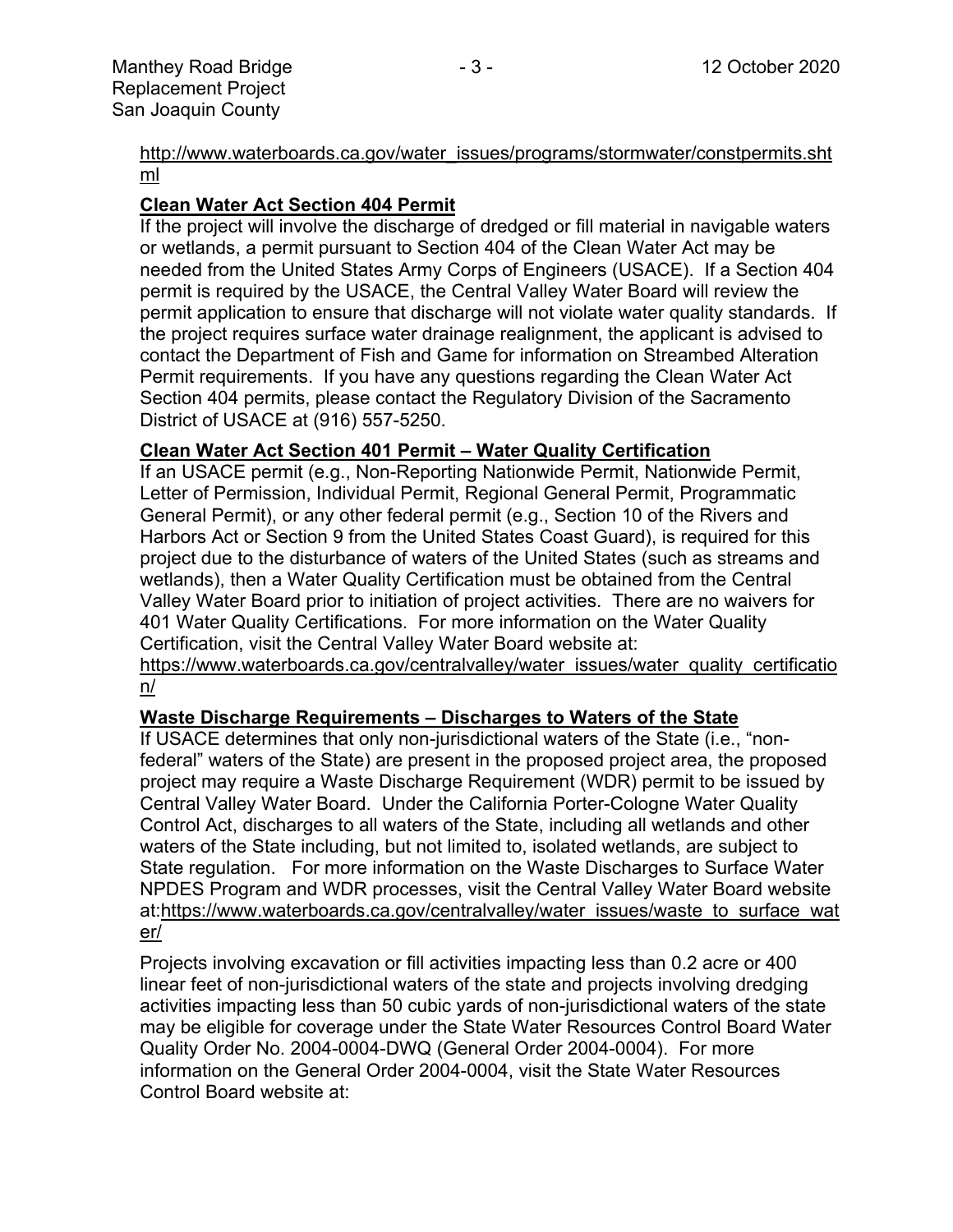http://www.waterboards.ca.gov/water_issues/programs/stormwater/constpermits.shtml

**Clean Water Act Section 404 Permit**

If the project will involve the discharge of dredged or fill material in navigable waters or wetlands, a permit pursuant to Section 404 of the Clean Water Act may be needed from the United States Army Corps of Engineers (USACE). If a Section 404 permit is required by the USACE, the Central Valley Water Board will review the permit application to ensure that discharge will not violate water quality standards. If the project requires surface water drainage realignment, the applicant is advised to contact the Department of Fish and Game for information on Streambed Alteration Permit requirements. If you have any questions regarding the Clean Water Act Section 404 permits, please contact the Regulatory Division of the Sacramento District of USACE at (916) 557-5250.

**Clean Water Act Section 401 Permit – Water Quality Certification**

If an USACE permit (e.g., Non-Reporting Nationwide Permit, Nationwide Permit, Letter of Permission, Individual Permit, Regional General Permit, Programmatic General Permit), or any other federal permit (e.g., Section 10 of the Rivers and Harbors Act or Section 9 from the United States Coast Guard), is required for this project due to the disturbance of waters of the United States (such as streams and wetlands), then a Water Quality Certification must be obtained from the Central Valley Water Board prior to initiation of project activities. There are no waivers for 401 Water Quality Certifications. For more information on the Water Quality Certification, visit the Central Valley Water Board website at: https://www.waterboards.ca.gov/centralvalley/water_issues/water_quality_certification/

**Waste Discharge Requirements – Discharges to Waters of the State**

If USACE determines that only non-jurisdictional waters of the State (i.e., "non-federal" waters of the State) are present in the proposed project area, the proposed project may require a Waste Discharge Requirement (WDR) permit to be issued by Central Valley Water Board. Under the California Porter-Cologne Water Quality Control Act, discharges to all waters of the State, including all wetlands and other waters of the State including, but not limited to, isolated wetlands, are subject to State regulation. For more information on the Waste Discharges to Surface Water NPDES Program and WDR processes, visit the Central Valley Water Board website at:https://www.waterboards.ca.gov/centralvalley/water_issues/waste_to_surface_water/

Projects involving excavation or fill activities impacting less than 0.2 acre or 400 linear feet of non-jurisdictional waters of the state and projects involving dredging activities impacting less than 50 cubic yards of non-jurisdictional waters of the state may be eligible for coverage under the State Water Resources Control Board Water Quality Order No. 2004-0004-DWQ (General Order 2004-0004). For more information on the General Order 2004-0004, visit the State Water Resources Control Board website at: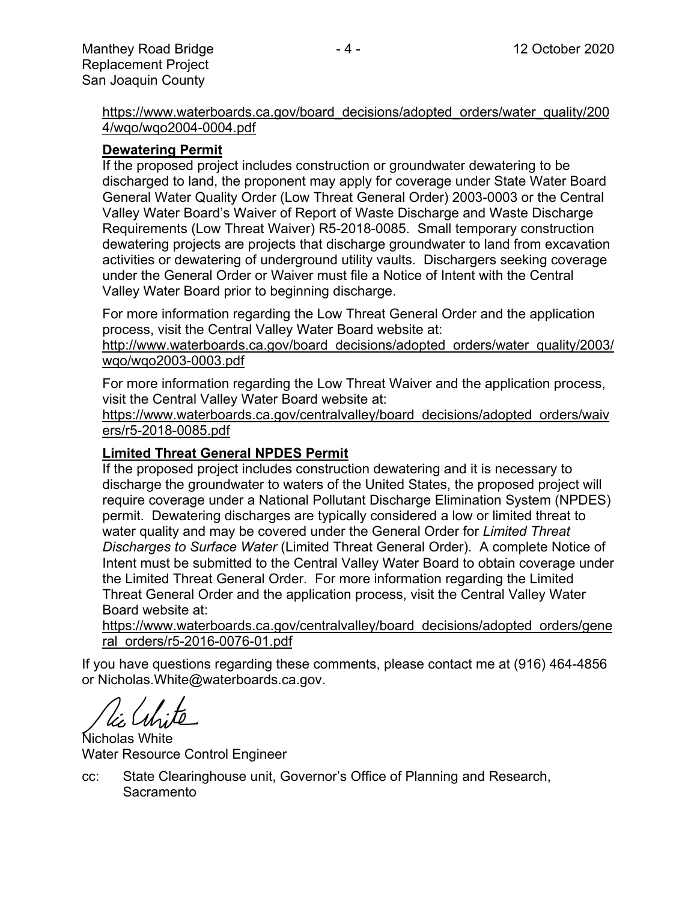https://www.waterboards.ca.gov/board_decisions/adopted_orders/water_quality/2004/wqo/wqo2004-0004.pdf

**Dewatering Permit**

If the proposed project includes construction or groundwater dewatering to be discharged to land, the proponent may apply for coverage under State Water Board General Water Quality Order (Low Threat General Order) 2003-0003 or the Central Valley Water Board's Waiver of Report of Waste Discharge and Waste Discharge Requirements (Low Threat Waiver) R5-2018-0085. Small temporary construction dewatering projects are projects that discharge groundwater to land from excavation activities or dewatering of underground utility vaults. Dischargers seeking coverage under the General Order or Waiver must file a Notice of Intent with the Central Valley Water Board prior to beginning discharge.

For more information regarding the Low Threat General Order and the application process, visit the Central Valley Water Board website at:
http://www.waterboards.ca.gov/board_decisions/adopted_orders/water_quality/2003/wqo/wqo2003-0003.pdf

For more information regarding the Low Threat Waiver and the application process, visit the Central Valley Water Board website at:
https://www.waterboards.ca.gov/centralvalley/board_decisions/adopted_orders/waivers/r5-2018-0085.pdf

**Limited Threat General NPDES Permit**

If the proposed project includes construction dewatering and it is necessary to discharge the groundwater to waters of the United States, the proposed project will require coverage under a National Pollutant Discharge Elimination System (NPDES) permit. Dewatering discharges are typically considered a low or limited threat to water quality and may be covered under the General Order for *Limited Threat Discharges to Surface Water* (Limited Threat General Order). A complete Notice of Intent must be submitted to the Central Valley Water Board to obtain coverage under the Limited Threat General Order. For more information regarding the Limited Threat General Order and the application process, visit the Central Valley Water Board website at:
https://www.waterboards.ca.gov/centralvalley/board_decisions/adopted_orders/general_orders/r5-2016-0076-01.pdf

If you have questions regarding these comments, please contact me at (916) 464-4856 or Nicholas.White@waterboards.ca.gov.

Nicholas White
Water Resource Control Engineer

cc: State Clearinghouse unit, Governor's Office of Planning and Research, Sacramento